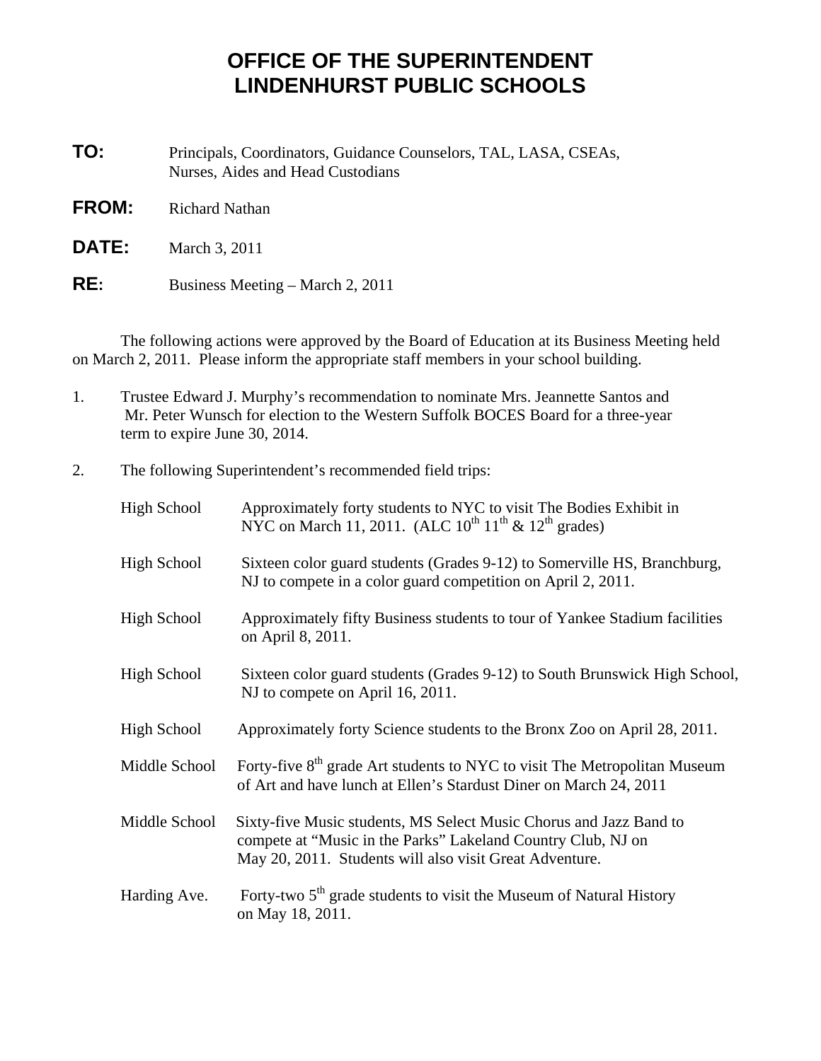# OFFICE OF THE SUPERINTENDENT
# LINDENHURST PUBLIC SCHOOLS

**TO:** Principals, Coordinators, Guidance Counselors, TAL, LASA, CSEAs, Nurses, Aides and Head Custodians

**FROM:** Richard Nathan

**DATE:** March 3, 2011

**RE:** Business Meeting – March 2, 2011

The following actions were approved by the Board of Education at its Business Meeting held on March 2, 2011. Please inform the appropriate staff members in your school building.

1. Trustee Edward J. Murphy's recommendation to nominate Mrs. Jeannette Santos and Mr. Peter Wunsch for election to the Western Suffolk BOCES Board for a three-year term to expire June 30, 2014.

2. The following Superintendent's recommended field trips:

| | |
|---|---|
| High School | Approximately forty students to NYC to visit The Bodies Exhibit in NYC on March 11, 2011. (ALC 10th 11th & 12th grades) |
| High School | Sixteen color guard students (Grades 9-12) to Somerville HS, Branchburg, NJ to compete in a color guard competition on April 2, 2011. |
| High School | Approximately fifty Business students to tour of Yankee Stadium facilities on April 8, 2011. |
| High School | Sixteen color guard students (Grades 9-12) to South Brunswick High School, NJ to compete on April 16, 2011. |
| High School | Approximately forty Science students to the Bronx Zoo on April 28, 2011. |
| Middle School | Forty-five 8th grade Art students to NYC to visit The Metropolitan Museum of Art and have lunch at Ellen's Stardust Diner on March 24, 2011 |
| Middle School | Sixty-five Music students, MS Select Music Chorus and Jazz Band to compete at "Music in the Parks" Lakeland Country Club, NJ on May 20, 2011. Students will also visit Great Adventure. |
| Harding Ave. | Forty-two 5th grade students to visit the Museum of Natural History on May 18, 2011. |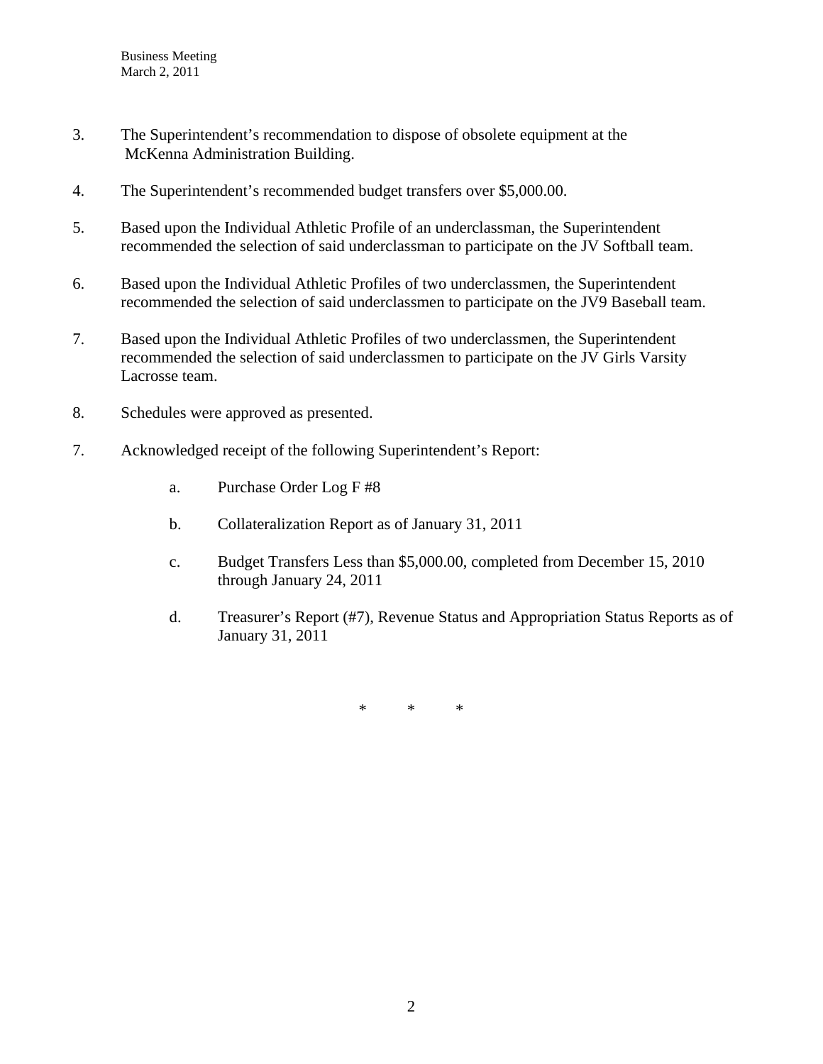3. The Superintendent's recommendation to dispose of obsolete equipment at the McKenna Administration Building.

4. The Superintendent's recommended budget transfers over $5,000.00.

5. Based upon the Individual Athletic Profile of an underclassman, the Superintendent recommended the selection of said underclassman to participate on the JV Softball team.

6. Based upon the Individual Athletic Profiles of two underclassmen, the Superintendent recommended the selection of said underclassmen to participate on the JV9 Baseball team.

7. Based upon the Individual Athletic Profiles of two underclassmen, the Superintendent recommended the selection of said underclassmen to participate on the JV Girls Varsity Lacrosse team.

8. Schedules were approved as presented.

7. Acknowledged receipt of the following Superintendent's Report:

   a. Purchase Order Log F #8

   b. Collateralization Report as of January 31, 2011

   c. Budget Transfers Less than $5,000.00, completed from December 15, 2010 through January 24, 2011

   d. Treasurer's Report (#7), Revenue Status and Appropriation Status Reports as of January 31, 2011

\* \* \*